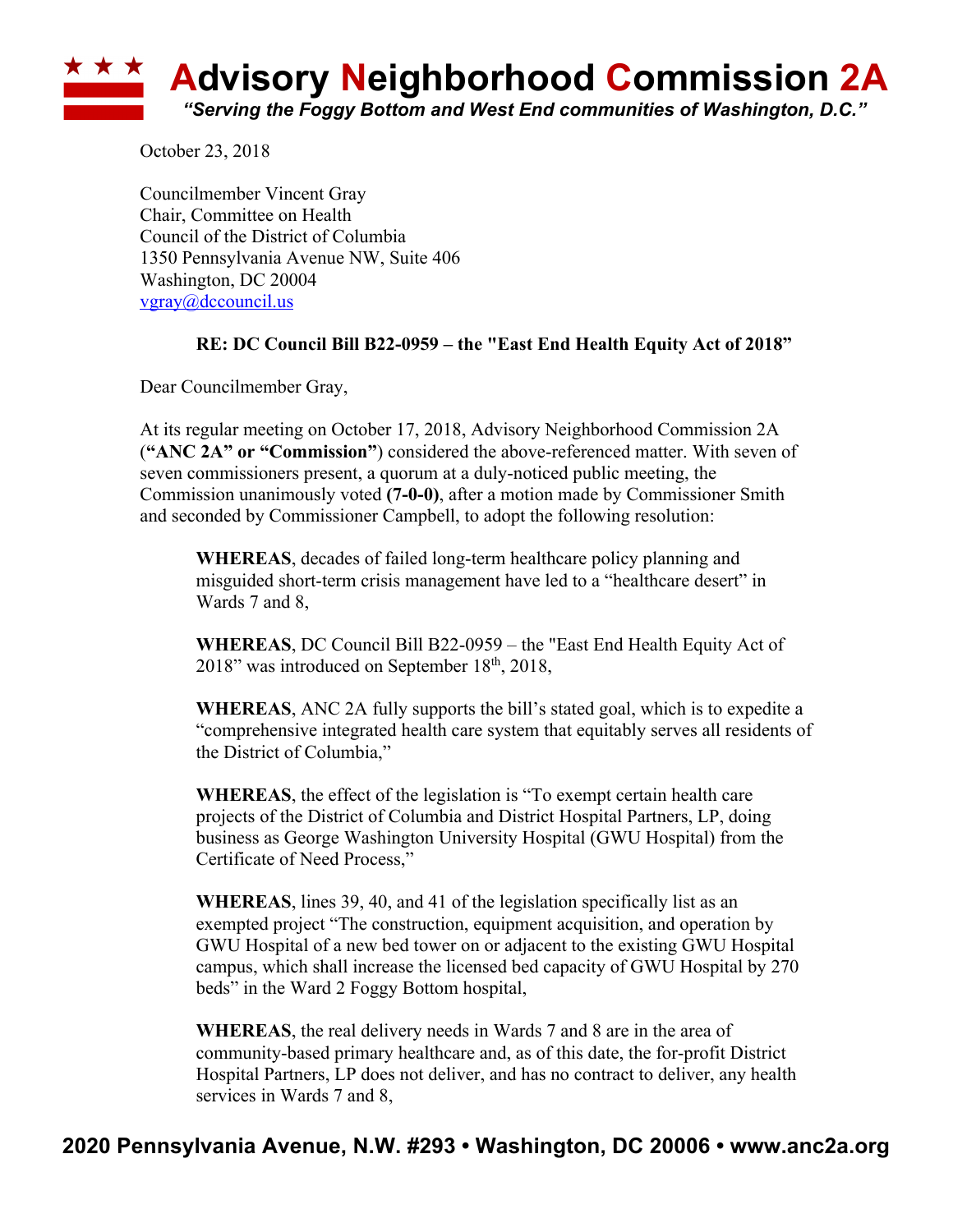# Advisory Neighborhood Commission 2A

*"Serving the Foggy Bottom and West End communities of Washington, D.C."*

October 23, 2018

Councilmember Vincent Gray
Chair, Committee on Health
Council of the District of Columbia
1350 Pennsylvania Avenue NW, Suite 406
Washington, DC 20004
vgray@dccouncil.us

**RE: DC Council Bill B22-0959 – the "East End Health Equity Act of 2018"**

Dear Councilmember Gray,

At its regular meeting on October 17, 2018, Advisory Neighborhood Commission 2A (**"ANC 2A" or "Commission"**) considered the above-referenced matter. With seven of seven commissioners present, a quorum at a duly-noticed public meeting, the Commission unanimously voted **(7-0-0)**, after a motion made by Commissioner Smith and seconded by Commissioner Campbell, to adopt the following resolution:

> **WHEREAS**, decades of failed long-term healthcare policy planning and misguided short-term crisis management have led to a "healthcare desert" in Wards 7 and 8,
>
> **WHEREAS**, DC Council Bill B22-0959 – the "East End Health Equity Act of 2018" was introduced on September 18th, 2018,
>
> **WHEREAS**, ANC 2A fully supports the bill's stated goal, which is to expedite a "comprehensive integrated health care system that equitably serves all residents of the District of Columbia,"
>
> **WHEREAS**, the effect of the legislation is "To exempt certain health care projects of the District of Columbia and District Hospital Partners, LP, doing business as George Washington University Hospital (GWU Hospital) from the Certificate of Need Process,"
>
> **WHEREAS**, lines 39, 40, and 41 of the legislation specifically list as an exempted project "The construction, equipment acquisition, and operation by GWU Hospital of a new bed tower on or adjacent to the existing GWU Hospital campus, which shall increase the licensed bed capacity of GWU Hospital by 270 beds" in the Ward 2 Foggy Bottom hospital,
>
> **WHEREAS**, the real delivery needs in Wards 7 and 8 are in the area of community-based primary healthcare and, as of this date, the for-profit District Hospital Partners, LP does not deliver, and has no contract to deliver, any health services in Wards 7 and 8,

**2020 Pennsylvania Avenue, N.W. #293 • Washington, DC 20006 • www.anc2a.org**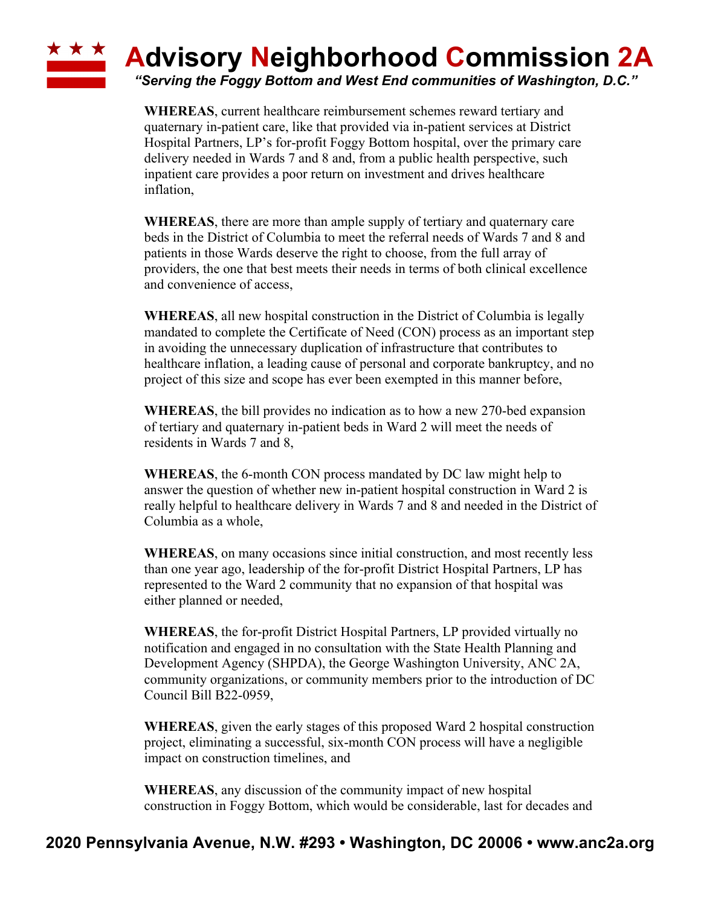**WHEREAS**, current healthcare reimbursement schemes reward tertiary and quaternary in-patient care, like that provided via in-patient services at District Hospital Partners, LP's for-profit Foggy Bottom hospital, over the primary care delivery needed in Wards 7 and 8 and, from a public health perspective, such inpatient care provides a poor return on investment and drives healthcare inflation,

**WHEREAS**, there are more than ample supply of tertiary and quaternary care beds in the District of Columbia to meet the referral needs of Wards 7 and 8 and patients in those Wards deserve the right to choose, from the full array of providers, the one that best meets their needs in terms of both clinical excellence and convenience of access,

**WHEREAS**, all new hospital construction in the District of Columbia is legally mandated to complete the Certificate of Need (CON) process as an important step in avoiding the unnecessary duplication of infrastructure that contributes to healthcare inflation, a leading cause of personal and corporate bankruptcy, and no project of this size and scope has ever been exempted in this manner before,

**WHEREAS**, the bill provides no indication as to how a new 270-bed expansion of tertiary and quaternary in-patient beds in Ward 2 will meet the needs of residents in Wards 7 and 8,

**WHEREAS**, the 6-month CON process mandated by DC law might help to answer the question of whether new in-patient hospital construction in Ward 2 is really helpful to healthcare delivery in Wards 7 and 8 and needed in the District of Columbia as a whole,

**WHEREAS**, on many occasions since initial construction, and most recently less than one year ago, leadership of the for-profit District Hospital Partners, LP has represented to the Ward 2 community that no expansion of that hospital was either planned or needed,

**WHEREAS**, the for-profit District Hospital Partners, LP provided virtually no notification and engaged in no consultation with the State Health Planning and Development Agency (SHPDA), the George Washington University, ANC 2A, community organizations, or community members prior to the introduction of DC Council Bill B22-0959,

**WHEREAS**, given the early stages of this proposed Ward 2 hospital construction project, eliminating a successful, six-month CON process will have a negligible impact on construction timelines, and

**WHEREAS**, any discussion of the community impact of new hospital construction in Foggy Bottom, which would be considerable, last for decades and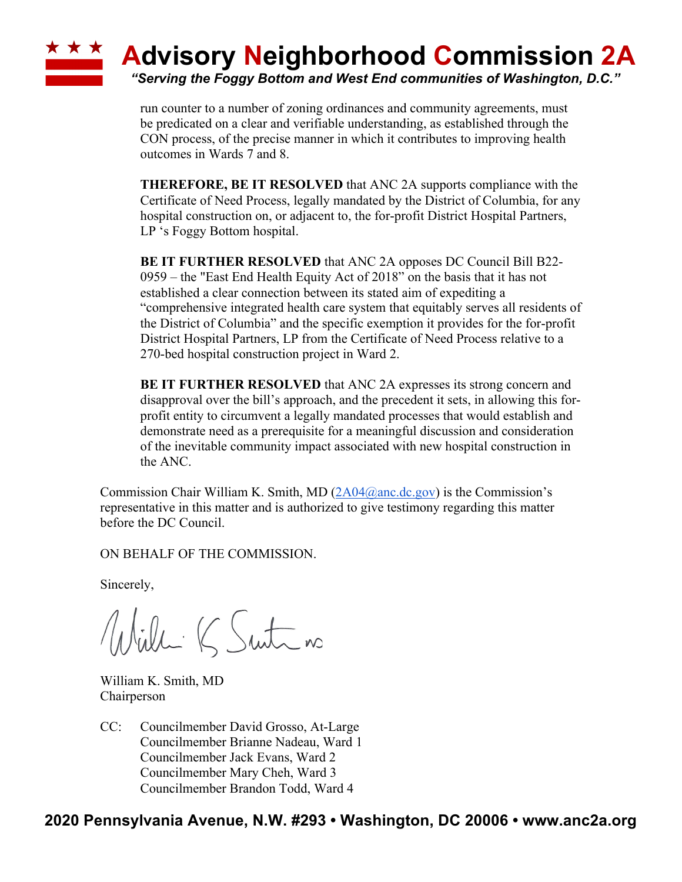run counter to a number of zoning ordinances and community agreements, must be predicated on a clear and verifiable understanding, as established through the CON process, of the precise manner in which it contributes to improving health outcomes in Wards 7 and 8.

**THEREFORE, BE IT RESOLVED** that ANC 2A supports compliance with the Certificate of Need Process, legally mandated by the District of Columbia, for any hospital construction on, or adjacent to, the for-profit District Hospital Partners, LP 's Foggy Bottom hospital.

**BE IT FURTHER RESOLVED** that ANC 2A opposes DC Council Bill B22-0959 – the "East End Health Equity Act of 2018" on the basis that it has not established a clear connection between its stated aim of expediting a "comprehensive integrated health care system that equitably serves all residents of the District of Columbia" and the specific exemption it provides for the for-profit District Hospital Partners, LP from the Certificate of Need Process relative to a 270-bed hospital construction project in Ward 2.

**BE IT FURTHER RESOLVED** that ANC 2A expresses its strong concern and disapproval over the bill's approach, and the precedent it sets, in allowing this for-profit entity to circumvent a legally mandated processes that would establish and demonstrate need as a prerequisite for a meaningful discussion and consideration of the inevitable community impact associated with new hospital construction in the ANC.

Commission Chair William K. Smith, MD (2A04@anc.dc.gov) is the Commission's representative in this matter and is authorized to give testimony regarding this matter before the DC Council.

ON BEHALF OF THE COMMISSION.

Sincerely,

William K. Smith, MD
Chairperson

CC: Councilmember David Grosso, At-Large
Councilmember Brianne Nadeau, Ward 1
Councilmember Jack Evans, Ward 2
Councilmember Mary Cheh, Ward 3
Councilmember Brandon Todd, Ward 4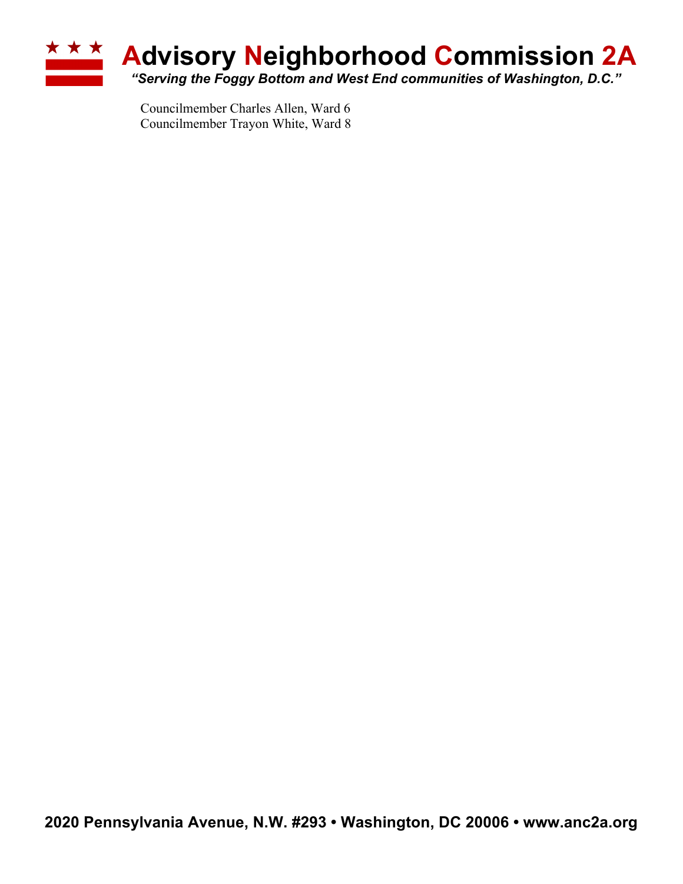Councilmember Charles Allen, Ward 6
Councilmember Trayon White, Ward 8